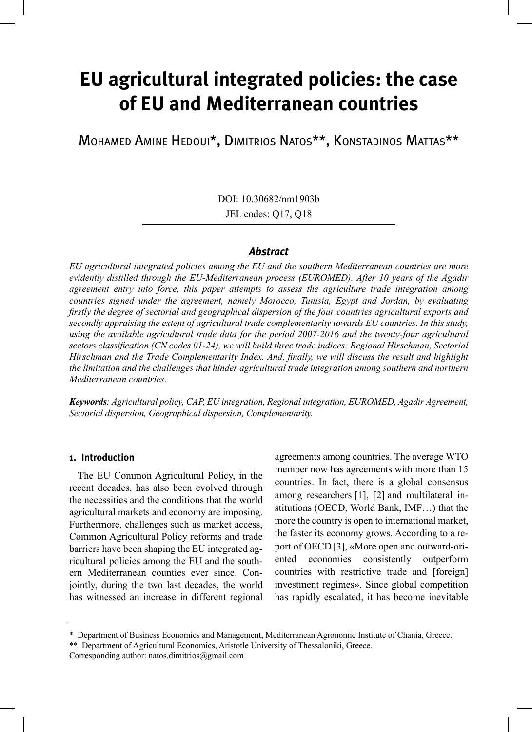# EU agricultural integrated policies: the case of EU and Mediterranean countries

Mohamed Amine Hedoui*, Dimitrios Natos**, Konstadinos Mattas**

DOI: 10.30682/nm1903b

JEL codes: Q17, Q18

## Abstract

*EU agricultural integrated policies among the EU and the southern Mediterranean countries are more evidently distilled through the EU-Mediterranean process (EUROMED). After 10 years of the Agadir agreement entry into force, this paper attempts to assess the agriculture trade integration among countries signed under the agreement, namely Morocco, Tunisia, Egypt and Jordan, by evaluating firstly the degree of sectorial and geographical dispersion of the four countries agricultural exports and secondly appraising the extent of agricultural trade complementarity towards EU countries. In this study, using the available agricultural trade data for the period 2007-2016 and the twenty-four agricultural sectors classification (CN codes 01-24), we will build three trade indices; Regional Hirschman, Sectorial Hirschman and the Trade Complementarity Index. And, finally, we will discuss the result and highlight the limitation and the challenges that hinder agricultural trade integration among southern and northern Mediterranean countries.*

***Keywords**: Agricultural policy, CAP, EU integration, Regional integration, EUROMED, Agadir Agreement, Sectorial dispersion, Geographical dispersion, Complementarity.*

### 1. Introduction

The EU Common Agricultural Policy, in the recent decades, has also been evolved through the necessities and the conditions that the world agricultural markets and economy are imposing. Furthermore, challenges such as market access, Common Agricultural Policy reforms and trade barriers have been shaping the EU integrated agricultural policies among the EU and the southern Mediterranean counties ever since. Conjointly, during the two last decades, the world has witnessed an increase in different regional agreements among countries. The average WTO member now has agreements with more than 15 countries. In fact, there is a global consensus among researchers [1], [2] and multilateral institutions (OECD, World Bank, IMF…) that the more the country is open to international market, the faster its economy grows. According to a report of OECD [3], «More open and outward-oriented economies consistently outperform countries with restrictive trade and [foreign] investment regimes». Since global competition has rapidly escalated, it has become inevitable

---

\* Department of Business Economics and Management, Mediterranean Agronomic Institute of Chania, Greece.

\*\* Department of Agricultural Economics, Aristotle University of Thessaloniki, Greece.

Corresponding author: natos.dimitrios@gmail.com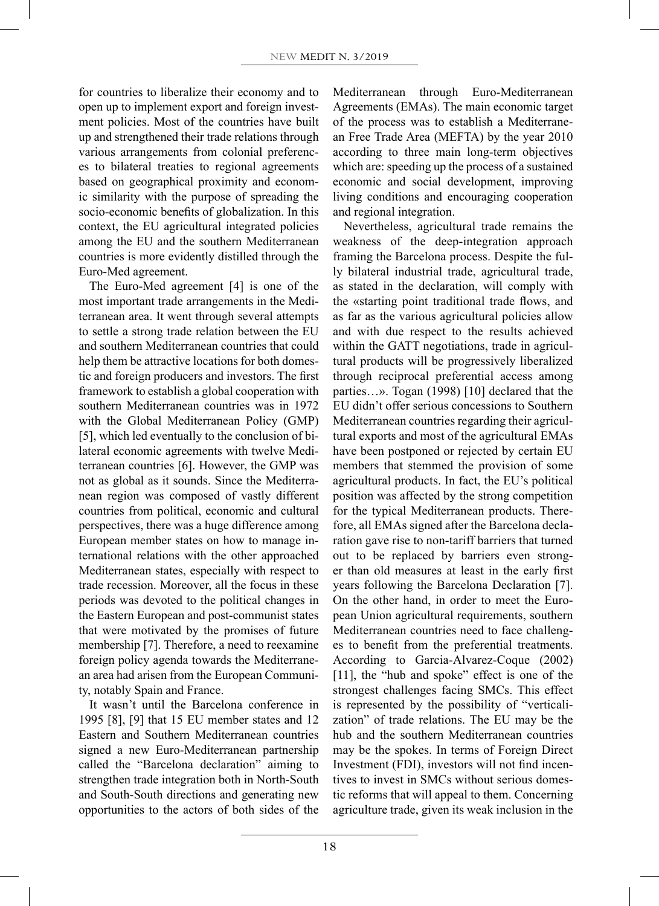for countries to liberalize their economy and to open up to implement export and foreign investment policies. Most of the countries have built up and strengthened their trade relations through various arrangements from colonial preferences to bilateral treaties to regional agreements based on geographical proximity and economic similarity with the purpose of spreading the socio-economic benefits of globalization. In this context, the EU agricultural integrated policies among the EU and the southern Mediterranean countries is more evidently distilled through the Euro-Med agreement.

The Euro-Med agreement [4] is one of the most important trade arrangements in the Mediterranean area. It went through several attempts to settle a strong trade relation between the EU and southern Mediterranean countries that could help them be attractive locations for both domestic and foreign producers and investors. The first framework to establish a global cooperation with southern Mediterranean countries was in 1972 with the Global Mediterranean Policy (GMP) [5], which led eventually to the conclusion of bilateral economic agreements with twelve Mediterranean countries [6]. However, the GMP was not as global as it sounds. Since the Mediterranean region was composed of vastly different countries from political, economic and cultural perspectives, there was a huge difference among European member states on how to manage international relations with the other approached Mediterranean states, especially with respect to trade recession. Moreover, all the focus in these periods was devoted to the political changes in the Eastern European and post-communist states that were motivated by the promises of future membership [7]. Therefore, a need to reexamine foreign policy agenda towards the Mediterranean area had arisen from the European Community, notably Spain and France.

It wasn't until the Barcelona conference in 1995 [8], [9] that 15 EU member states and 12 Eastern and Southern Mediterranean countries signed a new Euro-Mediterranean partnership called the "Barcelona declaration" aiming to strengthen trade integration both in North-South and South-South directions and generating new opportunities to the actors of both sides of the Mediterranean through Euro-Mediterranean Agreements (EMAs). The main economic target of the process was to establish a Mediterranean Free Trade Area (MEFTA) by the year 2010 according to three main long-term objectives which are: speeding up the process of a sustained economic and social development, improving living conditions and encouraging cooperation and regional integration.

Nevertheless, agricultural trade remains the weakness of the deep-integration approach framing the Barcelona process. Despite the fully bilateral industrial trade, agricultural trade, as stated in the declaration, will comply with the «starting point traditional trade flows, and as far as the various agricultural policies allow and with due respect to the results achieved within the GATT negotiations, trade in agricultural products will be progressively liberalized through reciprocal preferential access among parties…». Togan (1998) [10] declared that the EU didn't offer serious concessions to Southern Mediterranean countries regarding their agricultural exports and most of the agricultural EMAs have been postponed or rejected by certain EU members that stemmed the provision of some agricultural products. In fact, the EU's political position was affected by the strong competition for the typical Mediterranean products. Therefore, all EMAs signed after the Barcelona declaration gave rise to non-tariff barriers that turned out to be replaced by barriers even stronger than old measures at least in the early first years following the Barcelona Declaration [7]. On the other hand, in order to meet the European Union agricultural requirements, southern Mediterranean countries need to face challenges to benefit from the preferential treatments. According to Garcia-Alvarez-Coque (2002) [11], the "hub and spoke" effect is one of the strongest challenges facing SMCs. This effect is represented by the possibility of "verticalization" of trade relations. The EU may be the hub and the southern Mediterranean countries may be the spokes. In terms of Foreign Direct Investment (FDI), investors will not find incentives to invest in SMCs without serious domestic reforms that will appeal to them. Concerning agriculture trade, given its weak inclusion in the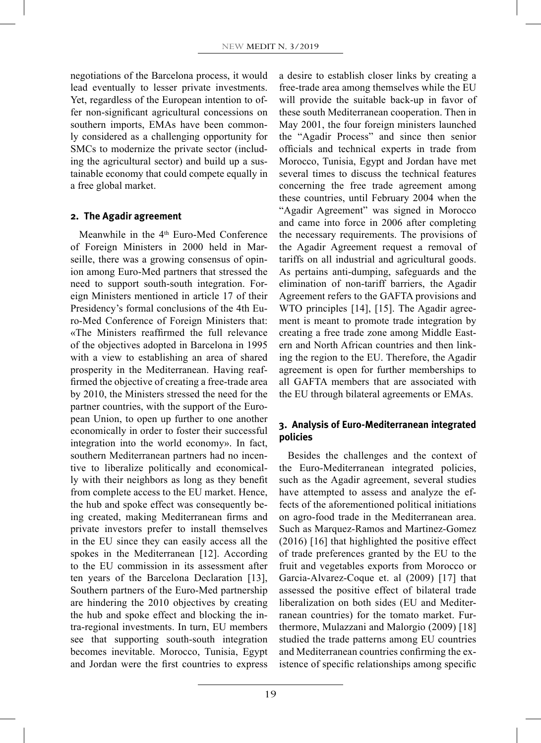negotiations of the Barcelona process, it would lead eventually to lesser private investments. Yet, regardless of the European intention to offer non-significant agricultural concessions on southern imports, EMAs have been commonly considered as a challenging opportunity for SMCs to modernize the private sector (including the agricultural sector) and build up a sustainable economy that could compete equally in a free global market.

## 2. The Agadir agreement

Meanwhile in the 4th Euro-Med Conference of Foreign Ministers in 2000 held in Marseille, there was a growing consensus of opinion among Euro-Med partners that stressed the need to support south-south integration. Foreign Ministers mentioned in article 17 of their Presidency's formal conclusions of the 4th Euro-Med Conference of Foreign Ministers that: «The Ministers reaffirmed the full relevance of the objectives adopted in Barcelona in 1995 with a view to establishing an area of shared prosperity in the Mediterranean. Having reaffirmed the objective of creating a free-trade area by 2010, the Ministers stressed the need for the partner countries, with the support of the European Union, to open up further to one another economically in order to foster their successful integration into the world economy». In fact, southern Mediterranean partners had no incentive to liberalize politically and economically with their neighbors as long as they benefit from complete access to the EU market. Hence, the hub and spoke effect was consequently being created, making Mediterranean firms and private investors prefer to install themselves in the EU since they can easily access all the spokes in the Mediterranean [12]. According to the EU commission in its assessment after ten years of the Barcelona Declaration [13], Southern partners of the Euro-Med partnership are hindering the 2010 objectives by creating the hub and spoke effect and blocking the intra-regional investments. In turn, EU members see that supporting south-south integration becomes inevitable. Morocco, Tunisia, Egypt and Jordan were the first countries to express a desire to establish closer links by creating a free-trade area among themselves while the EU will provide the suitable back-up in favor of these south Mediterranean cooperation. Then in May 2001, the four foreign ministers launched the "Agadir Process" and since then senior officials and technical experts in trade from Morocco, Tunisia, Egypt and Jordan have met several times to discuss the technical features concerning the free trade agreement among these countries, until February 2004 when the "Agadir Agreement" was signed in Morocco and came into force in 2006 after completing the necessary requirements. The provisions of the Agadir Agreement request a removal of tariffs on all industrial and agricultural goods. As pertains anti-dumping, safeguards and the elimination of non-tariff barriers, the Agadir Agreement refers to the GAFTA provisions and WTO principles [14], [15]. The Agadir agreement is meant to promote trade integration by creating a free trade zone among Middle Eastern and North African countries and then linking the region to the EU. Therefore, the Agadir agreement is open for further memberships to all GAFTA members that are associated with the EU through bilateral agreements or EMAs.

## 3. Analysis of Euro-Mediterranean integrated policies

Besides the challenges and the context of the Euro-Mediterranean integrated policies, such as the Agadir agreement, several studies have attempted to assess and analyze the effects of the aforementioned political initiations on agro-food trade in the Mediterranean area. Such as Marquez-Ramos and Martinez-Gomez (2016) [16] that highlighted the positive effect of trade preferences granted by the EU to the fruit and vegetables exports from Morocco or Garcia-Alvarez-Coque et. al (2009) [17] that assessed the positive effect of bilateral trade liberalization on both sides (EU and Mediterranean countries) for the tomato market. Furthermore, Mulazzani and Malorgio (2009) [18] studied the trade patterns among EU countries and Mediterranean countries confirming the existence of specific relationships among specific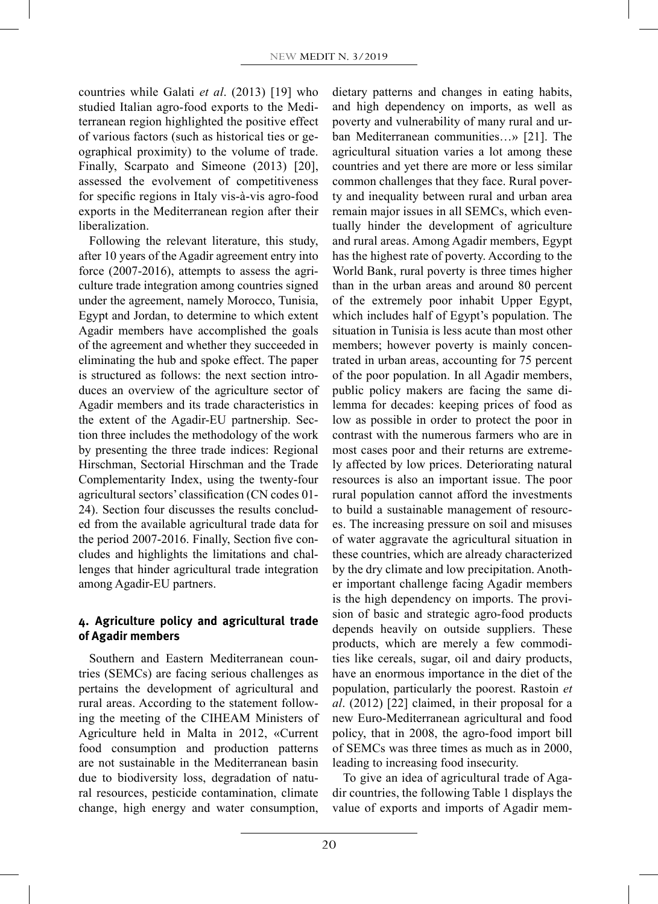countries while Galati *et al*. (2013) [19] who studied Italian agro-food exports to the Mediterranean region highlighted the positive effect of various factors (such as historical ties or geographical proximity) to the volume of trade. Finally, Scarpato and Simeone (2013) [20], assessed the evolvement of competitiveness for specific regions in Italy vis-à-vis agro-food exports in the Mediterranean region after their liberalization.

Following the relevant literature, this study, after 10 years of the Agadir agreement entry into force (2007-2016), attempts to assess the agriculture trade integration among countries signed under the agreement, namely Morocco, Tunisia, Egypt and Jordan, to determine to which extent Agadir members have accomplished the goals of the agreement and whether they succeeded in eliminating the hub and spoke effect. The paper is structured as follows: the next section introduces an overview of the agriculture sector of Agadir members and its trade characteristics in the extent of the Agadir-EU partnership. Section three includes the methodology of the work by presenting the three trade indices: Regional Hirschman, Sectorial Hirschman and the Trade Complementarity Index, using the twenty-four agricultural sectors' classification (CN codes 01-24). Section four discusses the results concluded from the available agricultural trade data for the period 2007-2016. Finally, Section five concludes and highlights the limitations and challenges that hinder agricultural trade integration among Agadir-EU partners.

## 4. Agriculture policy and agricultural trade of Agadir members

Southern and Eastern Mediterranean countries (SEMCs) are facing serious challenges as pertains the development of agricultural and rural areas. According to the statement following the meeting of the CIHEAM Ministers of Agriculture held in Malta in 2012, «Current food consumption and production patterns are not sustainable in the Mediterranean basin due to biodiversity loss, degradation of natural resources, pesticide contamination, climate change, high energy and water consumption, dietary patterns and changes in eating habits, and high dependency on imports, as well as poverty and vulnerability of many rural and urban Mediterranean communities…» [21]. The agricultural situation varies a lot among these countries and yet there are more or less similar common challenges that they face. Rural poverty and inequality between rural and urban area remain major issues in all SEMCs, which eventually hinder the development of agriculture and rural areas. Among Agadir members, Egypt has the highest rate of poverty. According to the World Bank, rural poverty is three times higher than in the urban areas and around 80 percent of the extremely poor inhabit Upper Egypt, which includes half of Egypt's population. The situation in Tunisia is less acute than most other members; however poverty is mainly concentrated in urban areas, accounting for 75 percent of the poor population. In all Agadir members, public policy makers are facing the same dilemma for decades: keeping prices of food as low as possible in order to protect the poor in contrast with the numerous farmers who are in most cases poor and their returns are extremely affected by low prices. Deteriorating natural resources is also an important issue. The poor rural population cannot afford the investments to build a sustainable management of resources. The increasing pressure on soil and misuses of water aggravate the agricultural situation in these countries, which are already characterized by the dry climate and low precipitation. Another important challenge facing Agadir members is the high dependency on imports. The provision of basic and strategic agro-food products depends heavily on outside suppliers. These products, which are merely a few commodities like cereals, sugar, oil and dairy products, have an enormous importance in the diet of the population, particularly the poorest. Rastoin *et al*. (2012) [22] claimed, in their proposal for a new Euro-Mediterranean agricultural and food policy, that in 2008, the agro-food import bill of SEMCs was three times as much as in 2000, leading to increasing food insecurity.

To give an idea of agricultural trade of Agadir countries, the following Table 1 displays the value of exports and imports of Agadir mem-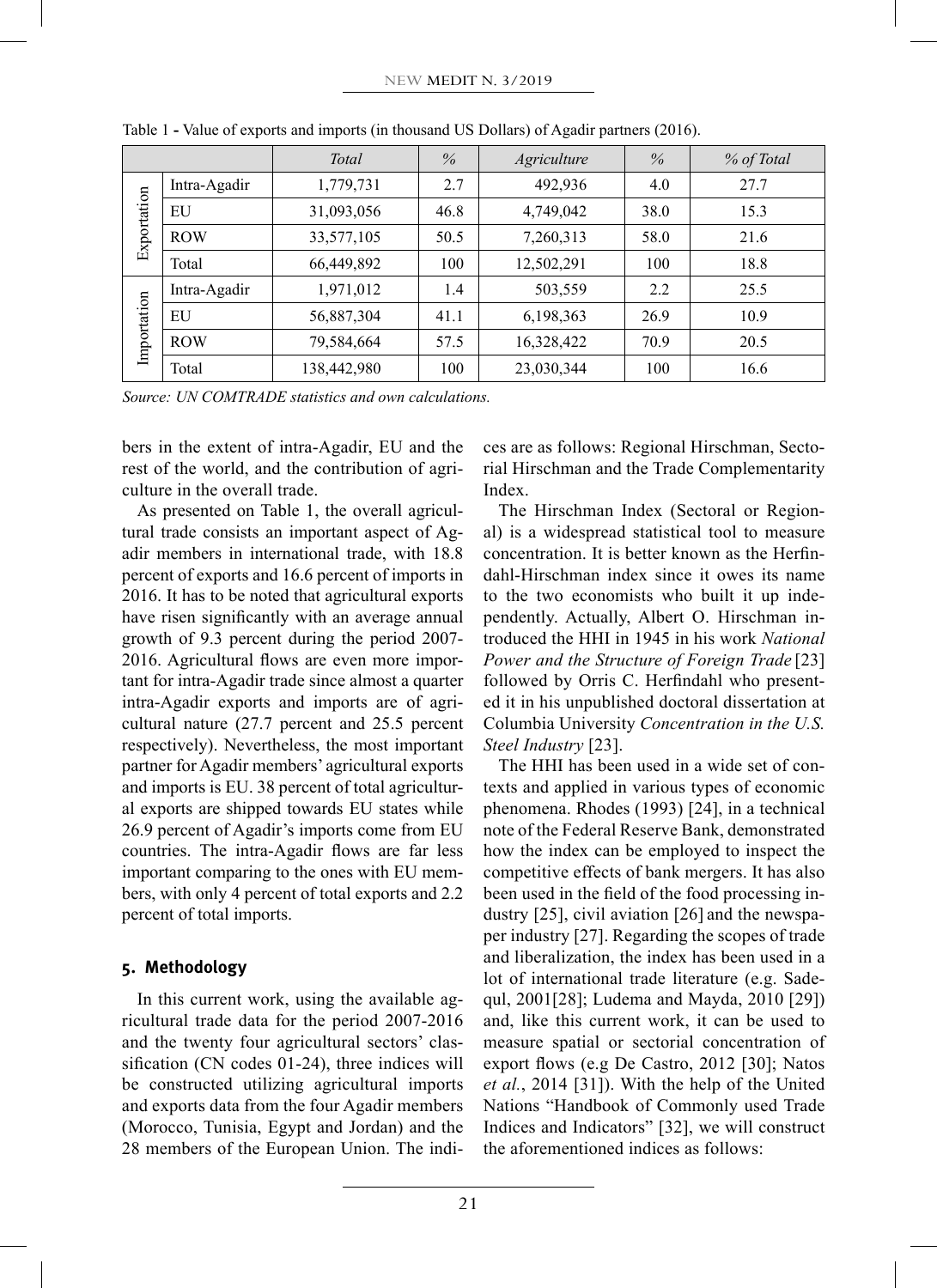Table 1 - Value of exports and imports (in thousand US Dollars) of Agadir partners (2016).

| | | *Total* | *%* | *Agriculture* | *%* | *% of Total* |
|---|---|---|---|---|---|---|
| Exportation | Intra-Agadir | 1,779,731 | 2.7 | 492,936 | 4.0 | 27.7 |
| | EU | 31,093,056 | 46.8 | 4,749,042 | 38.0 | 15.3 |
| | ROW | 33,577,105 | 50.5 | 7,260,313 | 58.0 | 21.6 |
| | Total | 66,449,892 | 100 | 12,502,291 | 100 | 18.8 |
| Importation | Intra-Agadir | 1,971,012 | 1.4 | 503,559 | 2.2 | 25.5 |
| | EU | 56,887,304 | 41.1 | 6,198,363 | 26.9 | 10.9 |
| | ROW | 79,584,664 | 57.5 | 16,328,422 | 70.9 | 20.5 |
| | Total | 138,442,980 | 100 | 23,030,344 | 100 | 16.6 |

*Source: UN COMTRADE statistics and own calculations.*

bers in the extent of intra-Agadir, EU and the rest of the world, and the contribution of agriculture in the overall trade.

As presented on Table 1, the overall agricultural trade consists an important aspect of Agadir members in international trade, with 18.8 percent of exports and 16.6 percent of imports in 2016. It has to be noted that agricultural exports have risen significantly with an average annual growth of 9.3 percent during the period 2007-2016. Agricultural flows are even more important for intra-Agadir trade since almost a quarter intra-Agadir exports and imports are of agricultural nature (27.7 percent and 25.5 percent respectively). Nevertheless, the most important partner for Agadir members' agricultural exports and imports is EU. 38 percent of total agricultural exports are shipped towards EU states while 26.9 percent of Agadir's imports come from EU countries. The intra-Agadir flows are far less important comparing to the ones with EU members, with only 4 percent of total exports and 2.2 percent of total imports.

## 5. Methodology

In this current work, using the available agricultural trade data for the period 2007-2016 and the twenty four agricultural sectors' classification (CN codes 01-24), three indices will be constructed utilizing agricultural imports and exports data from the four Agadir members (Morocco, Tunisia, Egypt and Jordan) and the 28 members of the European Union. The indices are as follows: Regional Hirschman, Sectorial Hirschman and the Trade Complementarity Index.

The Hirschman Index (Sectoral or Regional) is a widespread statistical tool to measure concentration. It is better known as the Herfindahl-Hirschman index since it owes its name to the two economists who built it up independently. Actually, Albert O. Hirschman introduced the HHI in 1945 in his work *National Power and the Structure of Foreign Trade* [23] followed by Orris C. Herfindahl who presented it in his unpublished doctoral dissertation at Columbia University *Concentration in the U.S. Steel Industry* [23].

The HHI has been used in a wide set of contexts and applied in various types of economic phenomena. Rhodes (1993) [24], in a technical note of the Federal Reserve Bank, demonstrated how the index can be employed to inspect the competitive effects of bank mergers. It has also been used in the field of the food processing industry [25], civil aviation [26] and the newspaper industry [27]. Regarding the scopes of trade and liberalization, the index has been used in a lot of international trade literature (e.g. Sadequl, 2001[28]; Ludema and Mayda, 2010 [29]) and, like this current work, it can be used to measure spatial or sectorial concentration of export flows (e.g De Castro, 2012 [30]; Natos *et al.*, 2014 [31]). With the help of the United Nations "Handbook of Commonly used Trade Indices and Indicators" [32], we will construct the aforementioned indices as follows: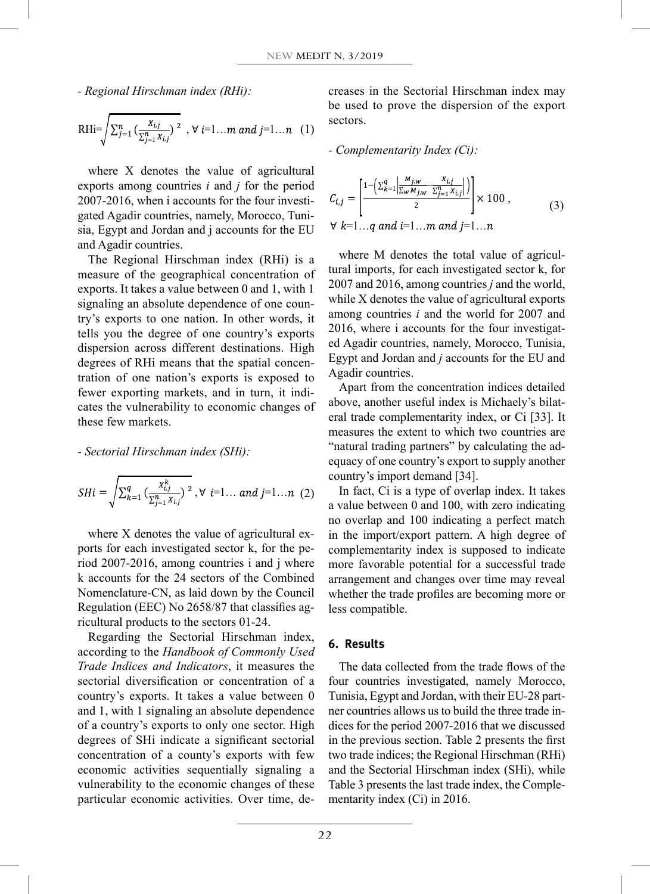- *Regional Hirschman index (RHi):*

$$\text{RHi}=\sqrt{\sum_{j=1}^{n}\left(\frac{x_{i,j}}{\sum_{j=1}^{n}x_{i,j}}\right)^{2}}\ ,\ \forall\ i=1\ldots m\ and\ j=1\ldots n \quad (1)$$

where X denotes the value of agricultural exports among countries *i* and *j* for the period 2007-2016, when i accounts for the four investigated Agadir countries, namely, Morocco, Tunisia, Egypt and Jordan and j accounts for the EU and Agadir countries.

The Regional Hirschman index (RHi) is a measure of the geographical concentration of exports. It takes a value between 0 and 1, with 1 signaling an absolute dependence of one country's exports to one nation. In other words, it tells you the degree of one country's exports dispersion across different destinations. High degrees of RHi means that the spatial concentration of one nation's exports is exposed to fewer exporting markets, and in turn, it indicates the vulnerability to economic changes of these few markets.

- *Sectorial Hirschman index (SHi):*

$$SHi=\sqrt{\sum_{k=1}^{q}\left(\frac{x_{i,j}^{k}}{\sum_{j=1}^{n}x_{i,j}}\right)^{2}}\ ,\forall\ i=1\ldots\ and\ j=1\ldots n \quad (2)$$

where X denotes the value of agricultural exports for each investigated sector k, for the period 2007-2016, among countries i and j where k accounts for the 24 sectors of the Combined Nomenclature-CN, as laid down by the Council Regulation (EEC) No 2658/87 that classifies agricultural products to the sectors 01-24.

Regarding the Sectorial Hirschman index, according to the *Handbook of Commonly Used Trade Indices and Indicators*, it measures the sectorial diversification or concentration of a country's exports. It takes a value between 0 and 1, with 1 signaling an absolute dependence of a country's exports to only one sector. High degrees of SHi indicate a significant sectorial concentration of a county's exports with few economic activities sequentially signaling a vulnerability to the economic changes of these particular economic activities. Over time, decreases in the Sectorial Hirschman index may be used to prove the dispersion of the export sectors.

- *Complementarity Index (Ci):*

$$C_{i,j}=\left[\frac{1-\left(\sum_{k=1}^{q}\left|\frac{M_{j,w}}{\sum_{w}M_{j,w}}-\frac{x_{i,j}}{\sum_{j=1}^{n}x_{i,j}}\right|\right)}{2}\right]\times 100\ , \quad (3)$$
$$\forall\ k=1\ldots q\ and\ i=1\ldots m\ and\ j=1\ldots n$$

where M denotes the total value of agricultural imports, for each investigated sector k, for 2007 and 2016, among countries *j* and the world, while X denotes the value of agricultural exports among countries *i* and the world for 2007 and 2016, where i accounts for the four investigated Agadir countries, namely, Morocco, Tunisia, Egypt and Jordan and *j* accounts for the EU and Agadir countries.

Apart from the concentration indices detailed above, another useful index is Michaely's bilateral trade complementarity index, or Ci [33]. It measures the extent to which two countries are "natural trading partners" by calculating the adequacy of one country's export to supply another country's import demand [34].

In fact, Ci is a type of overlap index. It takes a value between 0 and 100, with zero indicating no overlap and 100 indicating a perfect match in the import/export pattern. A high degree of complementarity index is supposed to indicate more favorable potential for a successful trade arrangement and changes over time may reveal whether the trade profiles are becoming more or less compatible.

## 6. Results

The data collected from the trade flows of the four countries investigated, namely Morocco, Tunisia, Egypt and Jordan, with their EU-28 partner countries allows us to build the three trade indices for the period 2007-2016 that we discussed in the previous section. Table 2 presents the first two trade indices; the Regional Hirschman (RHi) and the Sectorial Hirschman index (SHi), while Table 3 presents the last trade index, the Complementarity index (Ci) in 2016.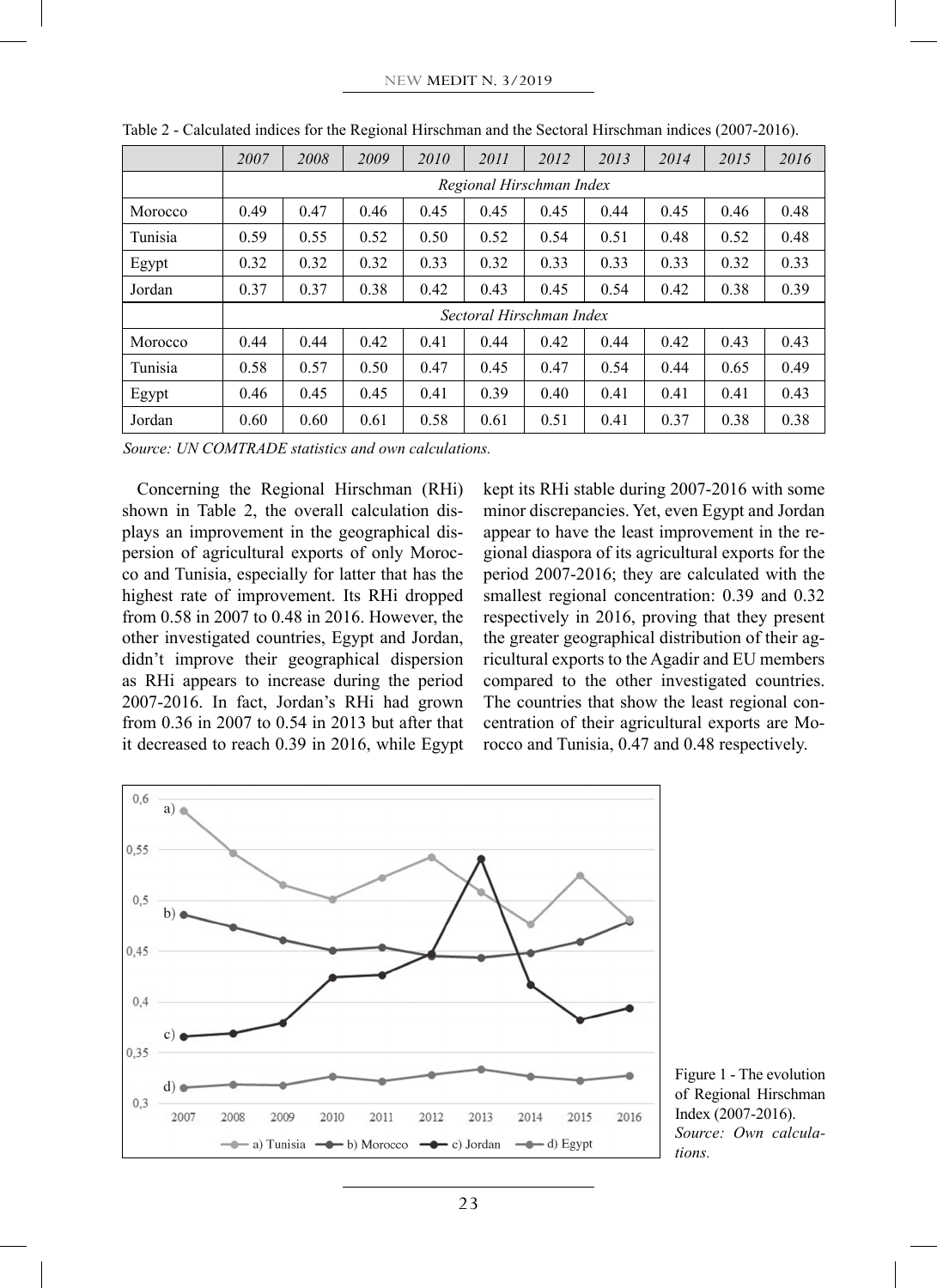Table 2 - Calculated indices for the Regional Hirschman and the Sectoral Hirschman indices (2007-2016).

| | *2007* | *2008* | *2009* | *2010* | *2011* | *2012* | *2013* | *2014* | *2015* | *2016* |
|---|---|---|---|---|---|---|---|---|---|---|
| | *Regional Hirschman Index* | | | | | | | | | |
| Morocco | 0.49 | 0.47 | 0.46 | 0.45 | 0.45 | 0.45 | 0.44 | 0.45 | 0.46 | 0.48 |
| Tunisia | 0.59 | 0.55 | 0.52 | 0.50 | 0.52 | 0.54 | 0.51 | 0.48 | 0.52 | 0.48 |
| Egypt | 0.32 | 0.32 | 0.32 | 0.33 | 0.32 | 0.33 | 0.33 | 0.33 | 0.32 | 0.33 |
| Jordan | 0.37 | 0.37 | 0.38 | 0.42 | 0.43 | 0.45 | 0.54 | 0.42 | 0.38 | 0.39 |
| | *Sectoral Hirschman Index* | | | | | | | | | |
| Morocco | 0.44 | 0.44 | 0.42 | 0.41 | 0.44 | 0.42 | 0.44 | 0.42 | 0.43 | 0.43 |
| Tunisia | 0.58 | 0.57 | 0.50 | 0.47 | 0.45 | 0.47 | 0.54 | 0.44 | 0.65 | 0.49 |
| Egypt | 0.46 | 0.45 | 0.45 | 0.41 | 0.39 | 0.40 | 0.41 | 0.41 | 0.41 | 0.43 |
| Jordan | 0.60 | 0.60 | 0.61 | 0.58 | 0.61 | 0.51 | 0.41 | 0.37 | 0.38 | 0.38 |

*Source: UN COMTRADE statistics and own calculations.*

Concerning the Regional Hirschman (RHi) shown in Table 2, the overall calculation displays an improvement in the geographical dispersion of agricultural exports of only Morocco and Tunisia, especially for latter that has the highest rate of improvement. Its RHi dropped from 0.58 in 2007 to 0.48 in 2016. However, the other investigated countries, Egypt and Jordan, didn't improve their geographical dispersion as RHi appears to increase during the period 2007-2016. In fact, Jordan's RHi had grown from 0.36 in 2007 to 0.54 in 2013 but after that it decreased to reach 0.39 in 2016, while Egypt kept its RHi stable during 2007-2016 with some minor discrepancies. Yet, even Egypt and Jordan appear to have the least improvement in the regional diaspora of its agricultural exports for the period 2007-2016; they are calculated with the smallest regional concentration: 0.39 and 0.32 respectively in 2016, proving that they present the greater geographical distribution of their agricultural exports to the Agadir and EU members compared to the other investigated countries. The countries that show the least regional concentration of their agricultural exports are Morocco and Tunisia, 0.47 and 0.48 respectively.

Figure 1 - The evolution of Regional Hirschman Index (2007-2016).
*Source: Own calculations.*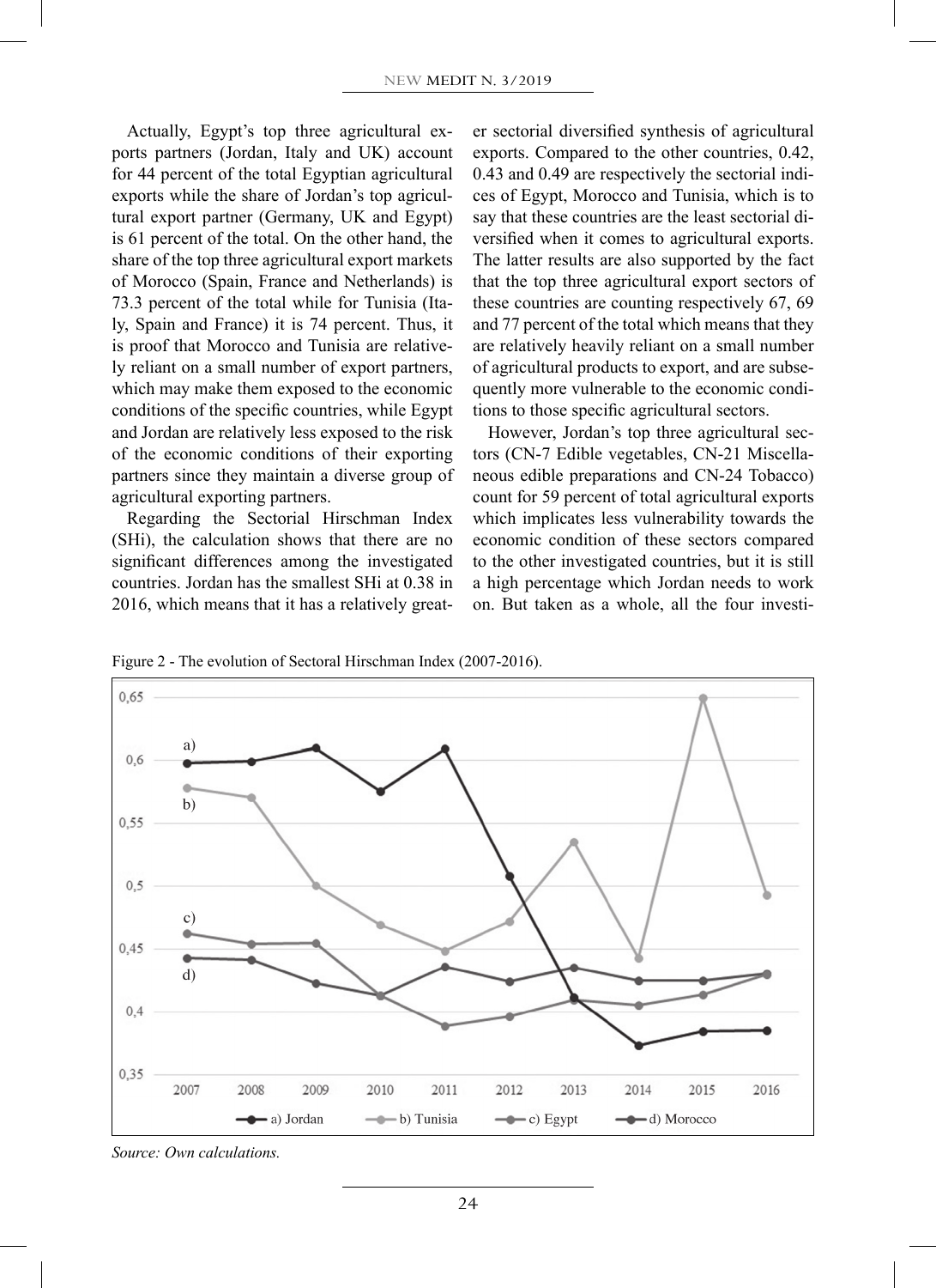Actually, Egypt's top three agricultural exports partners (Jordan, Italy and UK) account for 44 percent of the total Egyptian agricultural exports while the share of Jordan's top agricultural export partner (Germany, UK and Egypt) is 61 percent of the total. On the other hand, the share of the top three agricultural export markets of Morocco (Spain, France and Netherlands) is 73.3 percent of the total while for Tunisia (Italy, Spain and France) it is 74 percent. Thus, it is proof that Morocco and Tunisia are relatively reliant on a small number of export partners, which may make them exposed to the economic conditions of the specific countries, while Egypt and Jordan are relatively less exposed to the risk of the economic conditions of their exporting partners since they maintain a diverse group of agricultural exporting partners.

Regarding the Sectorial Hirschman Index (SHi), the calculation shows that there are no significant differences among the investigated countries. Jordan has the smallest SHi at 0.38 in 2016, which means that it has a relatively greater sectorial diversified synthesis of agricultural exports. Compared to the other countries, 0.42, 0.43 and 0.49 are respectively the sectorial indices of Egypt, Morocco and Tunisia, which is to say that these countries are the least sectorial diversified when it comes to agricultural exports. The latter results are also supported by the fact that the top three agricultural export sectors of these countries are counting respectively 67, 69 and 77 percent of the total which means that they are relatively heavily reliant on a small number of agricultural products to export, and are subsequently more vulnerable to the economic conditions to those specific agricultural sectors.

However, Jordan's top three agricultural sectors (CN-7 Edible vegetables, CN-21 Miscellaneous edible preparations and CN-24 Tobacco) count for 59 percent of total agricultural exports which implicates less vulnerability towards the economic condition of these sectors compared to the other investigated countries, but it is still a high percentage which Jordan needs to work on. But taken as a whole, all the four investi-

Figure 2 - The evolution of Sectoral Hirschman Index (2007-2016).

*Source: Own calculations.*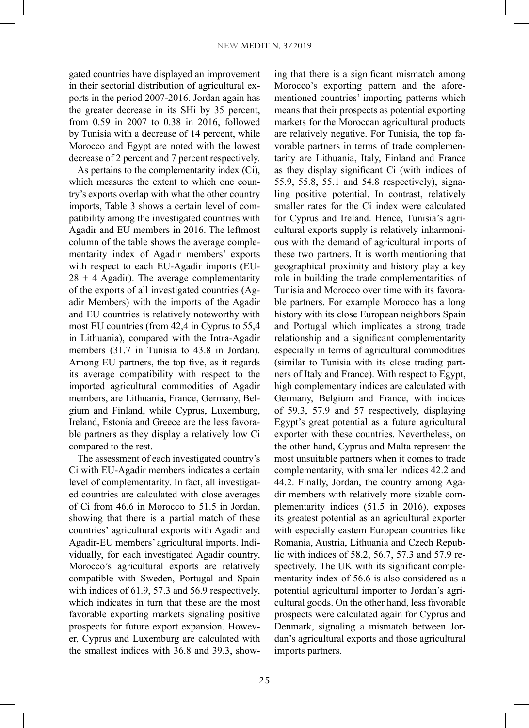gated countries have displayed an improvement in their sectorial distribution of agricultural exports in the period 2007-2016. Jordan again has the greater decrease in its SHi by 35 percent, from 0.59 in 2007 to 0.38 in 2016, followed by Tunisia with a decrease of 14 percent, while Morocco and Egypt are noted with the lowest decrease of 2 percent and 7 percent respectively.

As pertains to the complementarity index (Ci), which measures the extent to which one country's exports overlap with what the other country imports, Table 3 shows a certain level of compatibility among the investigated countries with Agadir and EU members in 2016. The leftmost column of the table shows the average complementarity index of Agadir members' exports with respect to each EU-Agadir imports (EU-28 + 4 Agadir). The average complementarity of the exports of all investigated countries (Agadir Members) with the imports of the Agadir and EU countries is relatively noteworthy with most EU countries (from 42,4 in Cyprus to 55,4 in Lithuania), compared with the Intra-Agadir members (31.7 in Tunisia to 43.8 in Jordan). Among EU partners, the top five, as it regards its average compatibility with respect to the imported agricultural commodities of Agadir members, are Lithuania, France, Germany, Belgium and Finland, while Cyprus, Luxemburg, Ireland, Estonia and Greece are the less favorable partners as they display a relatively low Ci compared to the rest.

The assessment of each investigated country's Ci with EU-Agadir members indicates a certain level of complementarity. In fact, all investigated countries are calculated with close averages of Ci from 46.6 in Morocco to 51.5 in Jordan, showing that there is a partial match of these countries' agricultural exports with Agadir and Agadir-EU members' agricultural imports. Individually, for each investigated Agadir country, Morocco's agricultural exports are relatively compatible with Sweden, Portugal and Spain with indices of 61.9, 57.3 and 56.9 respectively, which indicates in turn that these are the most favorable exporting markets signaling positive prospects for future export expansion. However, Cyprus and Luxemburg are calculated with the smallest indices with 36.8 and 39.3, showing that there is a significant mismatch among Morocco's exporting pattern and the aforementioned countries' importing patterns which means that their prospects as potential exporting markets for the Moroccan agricultural products are relatively negative. For Tunisia, the top favorable partners in terms of trade complementarity are Lithuania, Italy, Finland and France as they display significant Ci (with indices of 55.9, 55.8, 55.1 and 54.8 respectively), signaling positive potential. In contrast, relatively smaller rates for the Ci index were calculated for Cyprus and Ireland. Hence, Tunisia's agricultural exports supply is relatively inharmonious with the demand of agricultural imports of these two partners. It is worth mentioning that geographical proximity and history play a key role in building the trade complementarities of Tunisia and Morocco over time with its favorable partners. For example Morocco has a long history with its close European neighbors Spain and Portugal which implicates a strong trade relationship and a significant complementarity especially in terms of agricultural commodities (similar to Tunisia with its close trading partners of Italy and France). With respect to Egypt, high complementary indices are calculated with Germany, Belgium and France, with indices of 59.3, 57.9 and 57 respectively, displaying Egypt's great potential as a future agricultural exporter with these countries. Nevertheless, on the other hand, Cyprus and Malta represent the most unsuitable partners when it comes to trade complementarity, with smaller indices 42.2 and 44.2. Finally, Jordan, the country among Agadir members with relatively more sizable complementarity indices (51.5 in 2016), exposes its greatest potential as an agricultural exporter with especially eastern European countries like Romania, Austria, Lithuania and Czech Republic with indices of 58.2, 56.7, 57.3 and 57.9 respectively. The UK with its significant complementarity index of 56.6 is also considered as a potential agricultural importer to Jordan's agricultural goods. On the other hand, less favorable prospects were calculated again for Cyprus and Denmark, signaling a mismatch between Jordan's agricultural exports and those agricultural imports partners.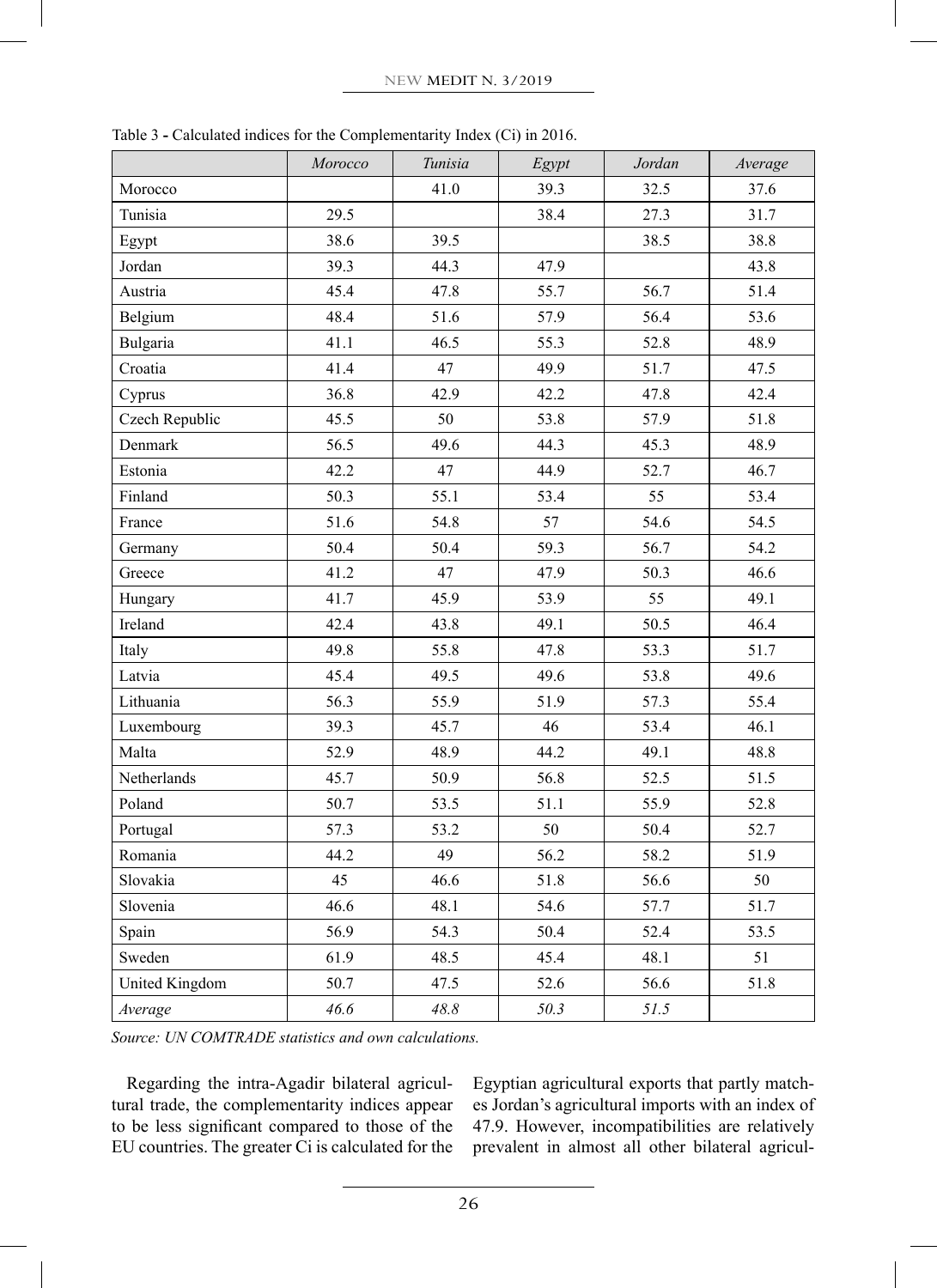Table 3 - Calculated indices for the Complementarity Index (Ci) in 2016.

| | *Morocco* | *Tunisia* | *Egypt* | *Jordan* | *Average* |
|---|---|---|---|---|---|
| Morocco | | 41.0 | 39.3 | 32.5 | 37.6 |
| Tunisia | 29.5 | | 38.4 | 27.3 | 31.7 |
| Egypt | 38.6 | 39.5 | | 38.5 | 38.8 |
| Jordan | 39.3 | 44.3 | 47.9 | | 43.8 |
| Austria | 45.4 | 47.8 | 55.7 | 56.7 | 51.4 |
| Belgium | 48.4 | 51.6 | 57.9 | 56.4 | 53.6 |
| Bulgaria | 41.1 | 46.5 | 55.3 | 52.8 | 48.9 |
| Croatia | 41.4 | 47 | 49.9 | 51.7 | 47.5 |
| Cyprus | 36.8 | 42.9 | 42.2 | 47.8 | 42.4 |
| Czech Republic | 45.5 | 50 | 53.8 | 57.9 | 51.8 |
| Denmark | 56.5 | 49.6 | 44.3 | 45.3 | 48.9 |
| Estonia | 42.2 | 47 | 44.9 | 52.7 | 46.7 |
| Finland | 50.3 | 55.1 | 53.4 | 55 | 53.4 |
| France | 51.6 | 54.8 | 57 | 54.6 | 54.5 |
| Germany | 50.4 | 50.4 | 59.3 | 56.7 | 54.2 |
| Greece | 41.2 | 47 | 47.9 | 50.3 | 46.6 |
| Hungary | 41.7 | 45.9 | 53.9 | 55 | 49.1 |
| Ireland | 42.4 | 43.8 | 49.1 | 50.5 | 46.4 |
| Italy | 49.8 | 55.8 | 47.8 | 53.3 | 51.7 |
| Latvia | 45.4 | 49.5 | 49.6 | 53.8 | 49.6 |
| Lithuania | 56.3 | 55.9 | 51.9 | 57.3 | 55.4 |
| Luxembourg | 39.3 | 45.7 | 46 | 53.4 | 46.1 |
| Malta | 52.9 | 48.9 | 44.2 | 49.1 | 48.8 |
| Netherlands | 45.7 | 50.9 | 56.8 | 52.5 | 51.5 |
| Poland | 50.7 | 53.5 | 51.1 | 55.9 | 52.8 |
| Portugal | 57.3 | 53.2 | 50 | 50.4 | 52.7 |
| Romania | 44.2 | 49 | 56.2 | 58.2 | 51.9 |
| Slovakia | 45 | 46.6 | 51.8 | 56.6 | 50 |
| Slovenia | 46.6 | 48.1 | 54.6 | 57.7 | 51.7 |
| Spain | 56.9 | 54.3 | 50.4 | 52.4 | 53.5 |
| Sweden | 61.9 | 48.5 | 45.4 | 48.1 | 51 |
| United Kingdom | 50.7 | 47.5 | 52.6 | 56.6 | 51.8 |
| *Average* | *46.6* | *48.8* | *50.3* | *51.5* | |

*Source: UN COMTRADE statistics and own calculations.*

Regarding the intra-Agadir bilateral agricultural trade, the complementarity indices appear to be less significant compared to those of the EU countries. The greater Ci is calculated for the Egyptian agricultural exports that partly matches Jordan's agricultural imports with an index of 47.9. However, incompatibilities are relatively prevalent in almost all other bilateral agricul-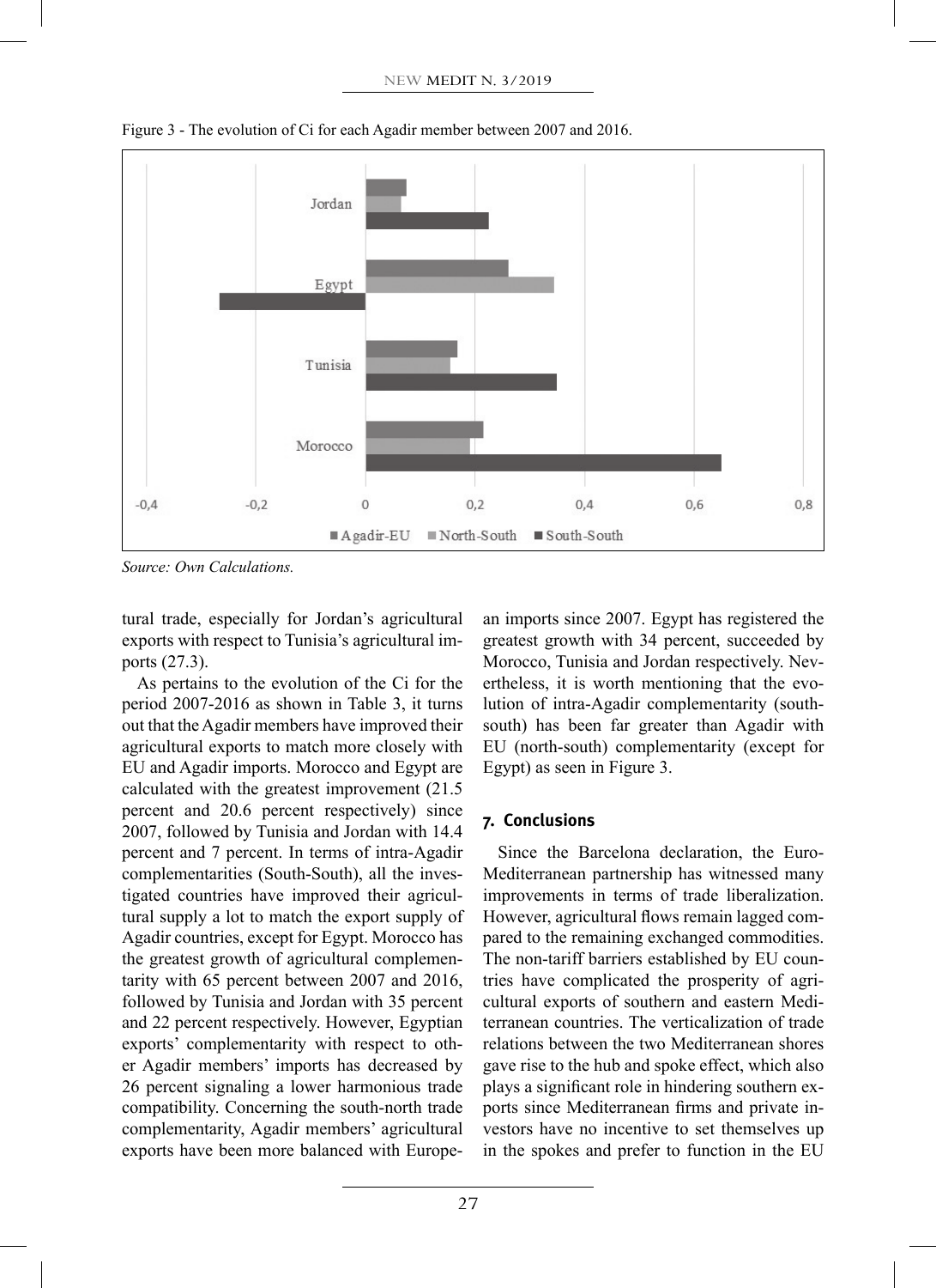Figure 3 - The evolution of Ci for each Agadir member between 2007 and 2016.

*Source: Own Calculations.*

tural trade, especially for Jordan's agricultural exports with respect to Tunisia's agricultural imports (27.3).

As pertains to the evolution of the Ci for the period 2007-2016 as shown in Table 3, it turns out that the Agadir members have improved their agricultural exports to match more closely with EU and Agadir imports. Morocco and Egypt are calculated with the greatest improvement (21.5 percent and 20.6 percent respectively) since 2007, followed by Tunisia and Jordan with 14.4 percent and 7 percent. In terms of intra-Agadir complementarities (South-South), all the investigated countries have improved their agricultural supply a lot to match the export supply of Agadir countries, except for Egypt. Morocco has the greatest growth of agricultural complementarity with 65 percent between 2007 and 2016, followed by Tunisia and Jordan with 35 percent and 22 percent respectively. However, Egyptian exports' complementarity with respect to other Agadir members' imports has decreased by 26 percent signaling a lower harmonious trade compatibility. Concerning the south-north trade complementarity, Agadir members' agricultural exports have been more balanced with European imports since 2007. Egypt has registered the greatest growth with 34 percent, succeeded by Morocco, Tunisia and Jordan respectively. Nevertheless, it is worth mentioning that the evolution of intra-Agadir complementarity (south-south) has been far greater than Agadir with EU (north-south) complementarity (except for Egypt) as seen in Figure 3.

## 7. Conclusions

Since the Barcelona declaration, the Euro-Mediterranean partnership has witnessed many improvements in terms of trade liberalization. However, agricultural flows remain lagged compared to the remaining exchanged commodities. The non-tariff barriers established by EU countries have complicated the prosperity of agricultural exports of southern and eastern Mediterranean countries. The verticalization of trade relations between the two Mediterranean shores gave rise to the hub and spoke effect, which also plays a significant role in hindering southern exports since Mediterranean firms and private investors have no incentive to set themselves up in the spokes and prefer to function in the EU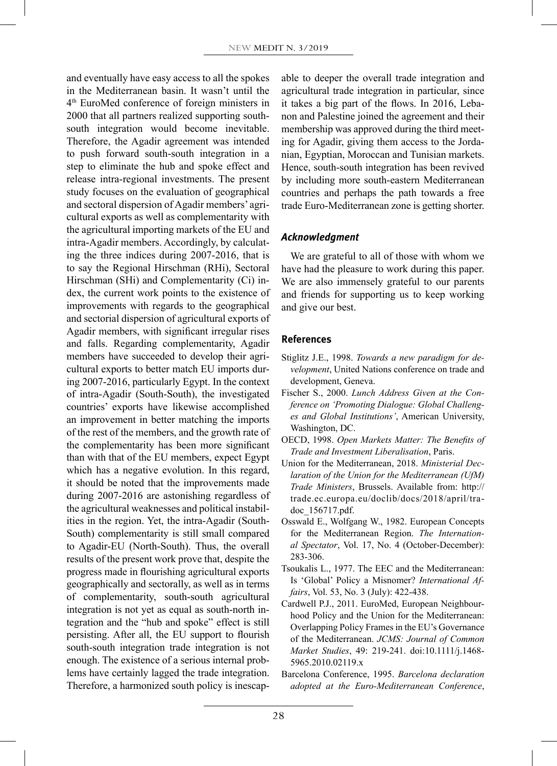and eventually have easy access to all the spokes in the Mediterranean basin. It wasn't until the 4th EuroMed conference of foreign ministers in 2000 that all partners realized supporting south-south integration would become inevitable. Therefore, the Agadir agreement was intended to push forward south-south integration in a step to eliminate the hub and spoke effect and release intra-regional investments. The present study focuses on the evaluation of geographical and sectoral dispersion of Agadir members' agricultural exports as well as complementarity with the agricultural importing markets of the EU and intra-Agadir members. Accordingly, by calculating the three indices during 2007-2016, that is to say the Regional Hirschman (RHi), Sectoral Hirschman (SHi) and Complementarity (Ci) index, the current work points to the existence of improvements with regards to the geographical and sectorial dispersion of agricultural exports of Agadir members, with significant irregular rises and falls. Regarding complementarity, Agadir members have succeeded to develop their agricultural exports to better match EU imports during 2007-2016, particularly Egypt. In the context of intra-Agadir (South-South), the investigated countries' exports have likewise accomplished an improvement in better matching the imports of the rest of the members, and the growth rate of the complementarity has been more significant than with that of the EU members, expect Egypt which has a negative evolution. In this regard, it should be noted that the improvements made during 2007-2016 are astonishing regardless of the agricultural weaknesses and political instabilities in the region. Yet, the intra-Agadir (South-South) complementarity is still small compared to Agadir-EU (North-South). Thus, the overall results of the present work prove that, despite the progress made in flourishing agricultural exports geographically and sectorally, as well as in terms of complementarity, south-south agricultural integration is not yet as equal as south-north integration and the "hub and spoke" effect is still persisting. After all, the EU support to flourish south-south integration trade integration is not enough. The existence of a serious internal problems have certainly lagged the trade integration. Therefore, a harmonized south policy is inescapable to deeper the overall trade integration and agricultural trade integration in particular, since it takes a big part of the flows. In 2016, Lebanon and Palestine joined the agreement and their membership was approved during the third meeting for Agadir, giving them access to the Jordanian, Egyptian, Moroccan and Tunisian markets. Hence, south-south integration has been revived by including more south-eastern Mediterranean countries and perhaps the path towards a free trade Euro-Mediterranean zone is getting shorter.

### *Acknowledgment*

We are grateful to all of those with whom we have had the pleasure to work during this paper. We are also immensely grateful to our parents and friends for supporting us to keep working and give our best.

### References

Stiglitz J.E., 1998. *Towards a new paradigm for development*, United Nations conference on trade and development, Geneva.

Fischer S., 2000. *Lunch Address Given at the Conference on 'Promoting Dialogue: Global Challenges and Global Institutions'*, American University, Washington, DC.

OECD, 1998. *Open Markets Matter: The Benefits of Trade and Investment Liberalisation*, Paris.

Union for the Mediterranean, 2018. *Ministerial Declaration of the Union for the Mediterranean (UfM) Trade Ministers*, Brussels. Available from: http://trade.ec.europa.eu/doclib/docs/2018/april/tradoc_156717.pdf.

Osswald E., Wolfgang W., 1982. European Concepts for the Mediterranean Region. *The International Spectator*, Vol. 17, No. 4 (October-December): 283-306.

Tsoukalis L., 1977. The EEC and the Mediterranean: Is 'Global' Policy a Misnomer? *International Affairs*, Vol. 53, No. 3 (July): 422-438.

Cardwell P.J., 2011. EuroMed, European Neighbourhood Policy and the Union for the Mediterranean: Overlapping Policy Frames in the EU's Governance of the Mediterranean. *JCMS: Journal of Common Market Studies*, 49: 219-241. doi:10.1111/j.1468-5965.2010.02119.x

Barcelona Conference, 1995. *Barcelona declaration adopted at the Euro-Mediterranean Conference*,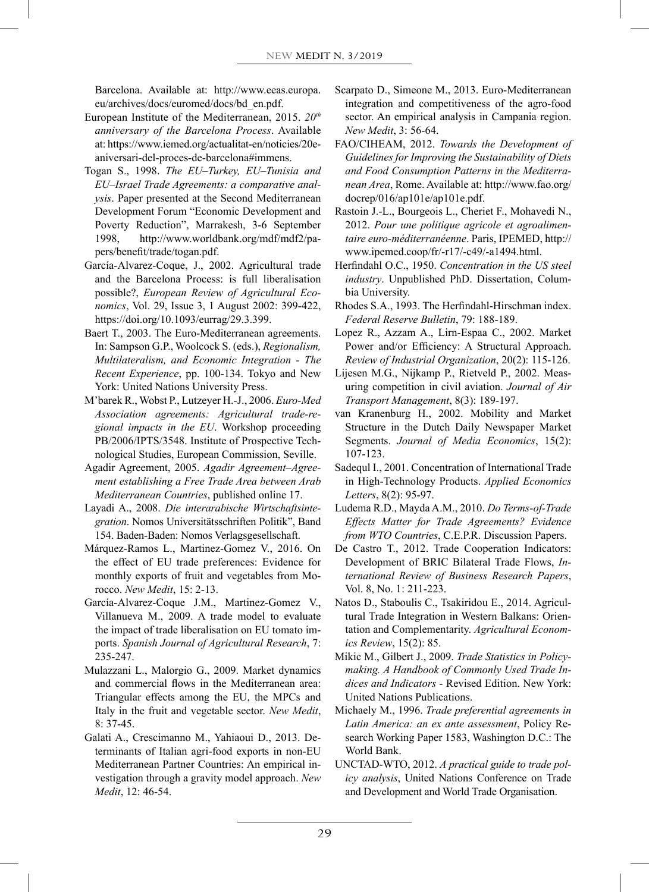Barcelona. Available at: http://www.eeas.europa.eu/archives/docs/euromed/docs/bd_en.pdf.

European Institute of the Mediterranean, 2015. *20th anniversary of the Barcelona Process*. Available at: https://www.iemed.org/actualitat-en/noticies/20e-aniversari-del-proces-de-barcelona#immens.

Togan S., 1998. *The EU–Turkey, EU–Tunisia and EU–Israel Trade Agreements: a comparative analysis*. Paper presented at the Second Mediterranean Development Forum "Economic Development and Poverty Reduction", Marrakesh, 3-6 September 1998, http://www.worldbank.org/mdf/mdf2/papers/benefit/trade/togan.pdf.

García-Alvarez-Coque, J., 2002. Agricultural trade and the Barcelona Process: is full liberalisation possible?, *European Review of Agricultural Economics*, Vol. 29, Issue 3, 1 August 2002: 399-422, https://doi.org/10.1093/eurrag/29.3.399.

Baert T., 2003. The Euro-Mediterranean agreements. In: Sampson G.P., Woolcock S. (eds.), *Regionalism, Multilateralism, and Economic Integration - The Recent Experience*, pp. 100-134. Tokyo and New York: United Nations University Press.

M'barek R., Wobst P., Lutzeyer H.-J., 2006. *Euro-Med Association agreements: Agricultural trade-regional impacts in the EU*. Workshop proceeding PB/2006/IPTS/3548. Institute of Prospective Technological Studies, European Commission, Seville.

Agadir Agreement, 2005. *Agadir Agreement–Agreement establishing a Free Trade Area between Arab Mediterranean Countries*, published online 17.

Layadi A., 2008. *Die interarabische Wirtschaftsintegration*. Nomos Universitätsschriften Politik", Band 154. Baden-Baden: Nomos Verlagsgesellschaft.

Márquez-Ramos L., Martinez-Gomez V., 2016. On the effect of EU trade preferences: Evidence for monthly exports of fruit and vegetables from Morocco. *New Medit*, 15: 2-13.

García-Alvarez-Coque J.M., Martinez-Gomez V., Villanueva M., 2009. A trade model to evaluate the impact of trade liberalisation on EU tomato imports. *Spanish Journal of Agricultural Research*, 7: 235-247.

Mulazzani L., Malorgio G., 2009. Market dynamics and commercial flows in the Mediterranean area: Triangular effects among the EU, the MPCs and Italy in the fruit and vegetable sector. *New Medit*, 8: 37-45.

Galati A., Crescimanno M., Yahiaoui D., 2013. Determinants of Italian agri-food exports in non-EU Mediterranean Partner Countries: An empirical investigation through a gravity model approach. *New Medit*, 12: 46-54.

Scarpato D., Simeone M., 2013. Euro-Mediterranean integration and competitiveness of the agro-food sector. An empirical analysis in Campania region. *New Medit*, 3: 56-64.

FAO/CIHEAM, 2012. *Towards the Development of Guidelines for Improving the Sustainability of Diets and Food Consumption Patterns in the Mediterranean Area*, Rome. Available at: http://www.fao.org/docrep/016/ap101e/ap101e.pdf.

Rastoin J.-L., Bourgeois L., Cheriet F., Mohavedi N., 2012. *Pour une politique agricole et agroalimentaire euro-méditerranéenne*. Paris, IPEMED, http://www.ipemed.coop/fr/-r17/-c49/-a1494.html.

Herfindahl O.C., 1950. *Concentration in the US steel industry*. Unpublished PhD. Dissertation, Columbia University.

Rhodes S.A., 1993. The Herfindahl-Hirschman index. *Federal Reserve Bulletin*, 79: 188-189.

Lopez R., Azzam A., Lirn-Espaa C., 2002. Market Power and/or Efficiency: A Structural Approach. *Review of Industrial Organization*, 20(2): 115-126.

Lijesen M.G., Nijkamp P., Rietveld P., 2002. Measuring competition in civil aviation. *Journal of Air Transport Management*, 8(3): 189-197.

van Kranenburg H., 2002. Mobility and Market Structure in the Dutch Daily Newspaper Market Segments. *Journal of Media Economics*, 15(2): 107-123.

Sadequl I., 2001. Concentration of International Trade in High-Technology Products. *Applied Economics Letters*, 8(2): 95-97.

Ludema R.D., Mayda A.M., 2010. *Do Terms-of-Trade Effects Matter for Trade Agreements? Evidence from WTO Countries*, C.E.P.R. Discussion Papers.

De Castro T., 2012. Trade Cooperation Indicators: Development of BRIC Bilateral Trade Flows, *International Review of Business Research Papers*, Vol. 8, No. 1: 211-223.

Natos D., Staboulis C., Tsakiridou E., 2014. Agricultural Trade Integration in Western Balkans: Orientation and Complementarity. *Agricultural Economics Review*, 15(2): 85.

Mikic M., Gilbert J., 2009. *Trade Statistics in Policymaking. A Handbook of Commonly Used Trade Indices and Indicators* - Revised Edition. New York: United Nations Publications.

Michaely M., 1996. *Trade preferential agreements in Latin America: an ex ante assessment*, Policy Research Working Paper 1583, Washington D.C.: The World Bank.

UNCTAD-WTO, 2012. *A practical guide to trade policy analysis*, United Nations Conference on Trade and Development and World Trade Organisation.